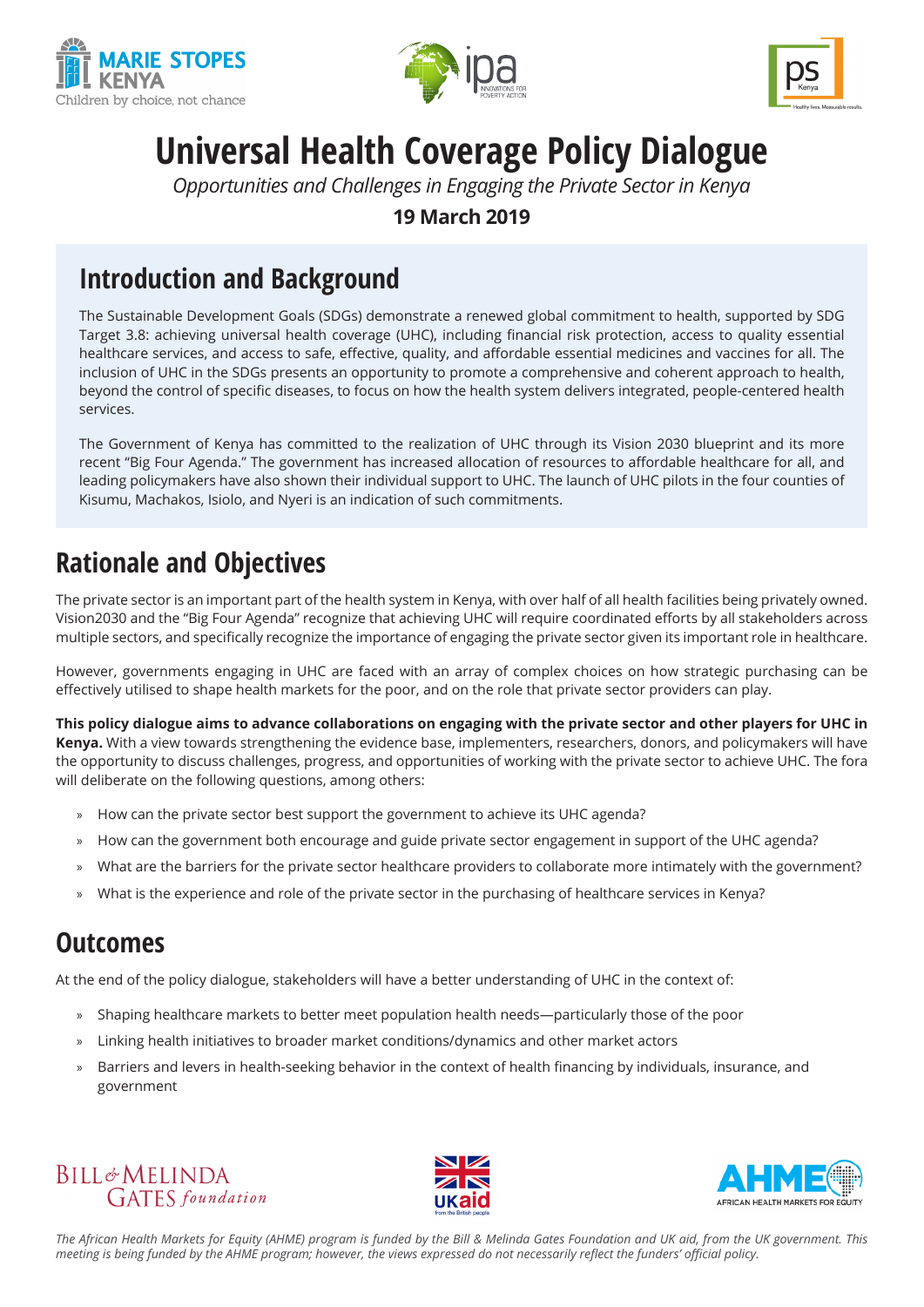# Universal Health Coverage Policy Dialogue

*Opportunities and Challenges in Engaging the Private Sector in Kenya*

**19 March 2019**

## Introduction and Background

The Sustainable Development Goals (SDGs) demonstrate a renewed global commitment to health, supported by SDG Target 3.8: achieving universal health coverage (UHC), including financial risk protection, access to quality essential healthcare services, and access to safe, effective, quality, and affordable essential medicines and vaccines for all. The inclusion of UHC in the SDGs presents an opportunity to promote a comprehensive and coherent approach to health, beyond the control of specific diseases, to focus on how the health system delivers integrated, people-centered health services.

The Government of Kenya has committed to the realization of UHC through its Vision 2030 blueprint and its more recent "Big Four Agenda." The government has increased allocation of resources to affordable healthcare for all, and leading policymakers have also shown their individual support to UHC. The launch of UHC pilots in the four counties of Kisumu, Machakos, Isiolo, and Nyeri is an indication of such commitments.

## Rationale and Objectives

The private sector is an important part of the health system in Kenya, with over half of all health facilities being privately owned. Vision2030 and the "Big Four Agenda" recognize that achieving UHC will require coordinated efforts by all stakeholders across multiple sectors, and specifically recognize the importance of engaging the private sector given its important role in healthcare.

However, governments engaging in UHC are faced with an array of complex choices on how strategic purchasing can be effectively utilised to shape health markets for the poor, and on the role that private sector providers can play.

**This policy dialogue aims to advance collaborations on engaging with the private sector and other players for UHC in Kenya.** With a view towards strengthening the evidence base, implementers, researchers, donors, and policymakers will have the opportunity to discuss challenges, progress, and opportunities of working with the private sector to achieve UHC. The fora will deliberate on the following questions, among others:

- How can the private sector best support the government to achieve its UHC agenda?
- How can the government both encourage and guide private sector engagement in support of the UHC agenda?
- What are the barriers for the private sector healthcare providers to collaborate more intimately with the government?
- What is the experience and role of the private sector in the purchasing of healthcare services in Kenya?

## Outcomes

At the end of the policy dialogue, stakeholders will have a better understanding of UHC in the context of:

- Shaping healthcare markets to better meet population health needs—particularly those of the poor
- Linking health initiatives to broader market conditions/dynamics and other market actors
- Barriers and levers in health-seeking behavior in the context of health financing by individuals, insurance, and government

*The African Health Markets for Equity (AHME) program is funded by the Bill & Melinda Gates Foundation and UK aid, from the UK government. This meeting is being funded by the AHME program; however, the views expressed do not necessarily reflect the funders' official policy.*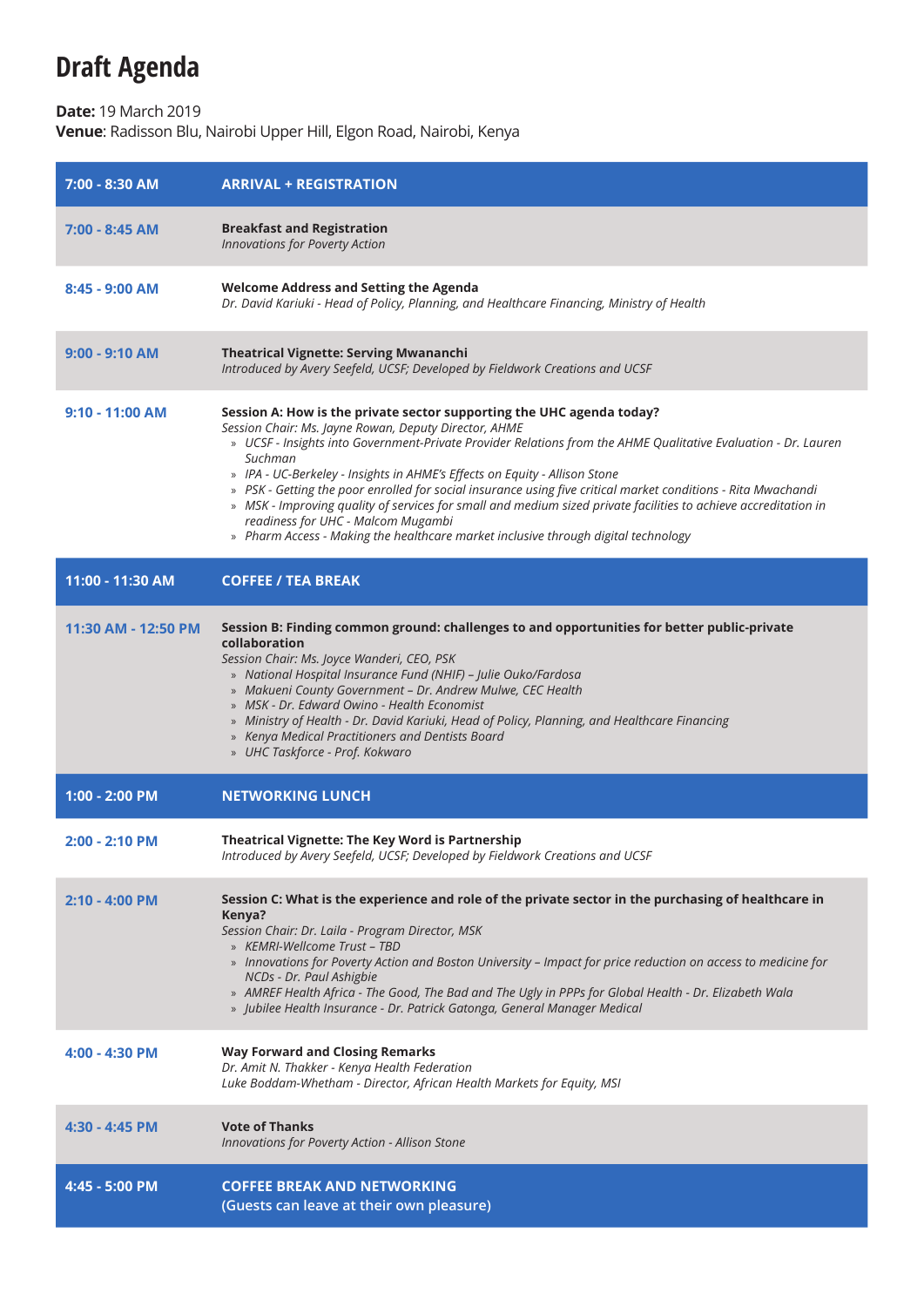# Draft Agenda

**Date:** 19 March 2019
**Venue**: Radisson Blu, Nairobi Upper Hill, Elgon Road, Nairobi, Kenya

| | |
|---|---|
| **7:00 - 8:30 AM** | **ARRIVAL + REGISTRATION** |
| **7:00 - 8:45 AM** | **Breakfast and Registration**<br>*Innovations for Poverty Action* |
| **8:45 - 9:00 AM** | **Welcome Address and Setting the Agenda**<br>*Dr. David Kariuki - Head of Policy, Planning, and Healthcare Financing, Ministry of Health* |
| **9:00 - 9:10 AM** | **Theatrical Vignette: Serving Mwananchi**<br>*Introduced by Avery Seefeld, UCSF; Developed by Fieldwork Creations and UCSF* |
| **9:10 - 11:00 AM** | **Session A: How is the private sector supporting the UHC agenda today?**<br>*Session Chair: Ms. Jayne Rowan, Deputy Director, AHME*<br>» *UCSF - Insights into Government-Private Provider Relations from the AHME Qualitative Evaluation - Dr. Lauren Suchman*<br>» *IPA - UC-Berkeley - Insights in AHME's Effects on Equity - Allison Stone*<br>» *PSK - Getting the poor enrolled for social insurance using five critical market conditions - Rita Mwachandi*<br>» *MSK - Improving quality of services for small and medium sized private facilities to achieve accreditation in readiness for UHC - Malcom Mugambi*<br>» *Pharm Access - Making the healthcare market inclusive through digital technology* |
| **11:00 - 11:30 AM** | **COFFEE / TEA BREAK** |
| **11:30 AM - 12:50 PM** | **Session B: Finding common ground: challenges to and opportunities for better public-private collaboration**<br>*Session Chair: Ms. Joyce Wanderi, CEO, PSK*<br>» *National Hospital Insurance Fund (NHIF) – Julie Ouko/Fardosa*<br>» *Makueni County Government – Dr. Andrew Mulwe, CEC Health*<br>» *MSK - Dr. Edward Owino - Health Economist*<br>» *Ministry of Health - Dr. David Kariuki, Head of Policy, Planning, and Healthcare Financing*<br>» *Kenya Medical Practitioners and Dentists Board*<br>» *UHC Taskforce - Prof. Kokwaro* |
| **1:00 - 2:00 PM** | **NETWORKING LUNCH** |
| **2:00 - 2:10 PM** | **Theatrical Vignette: The Key Word is Partnership**<br>*Introduced by Avery Seefeld, UCSF; Developed by Fieldwork Creations and UCSF* |
| **2:10 - 4:00 PM** | **Session C: What is the experience and role of the private sector in the purchasing of healthcare in Kenya?**<br>*Session Chair: Dr. Laila - Program Director, MSK*<br>» *KEMRI-Wellcome Trust – TBD*<br>» *Innovations for Poverty Action and Boston University – Impact for price reduction on access to medicine for NCDs - Dr. Paul Ashigbie*<br>» *AMREF Health Africa - The Good, The Bad and The Ugly in PPPs for Global Health - Dr. Elizabeth Wala*<br>» *Jubilee Health Insurance - Dr. Patrick Gatonga, General Manager Medical* |
| **4:00 - 4:30 PM** | **Way Forward and Closing Remarks**<br>*Dr. Amit N. Thakker - Kenya Health Federation*<br>*Luke Boddam-Whetham - Director, African Health Markets for Equity, MSI* |
| **4:30 - 4:45 PM** | **Vote of Thanks**<br>*Innovations for Poverty Action - Allison Stone* |
| **4:45 - 5:00 PM** | **COFFEE BREAK AND NETWORKING**<br>(Guests can leave at their own pleasure) |